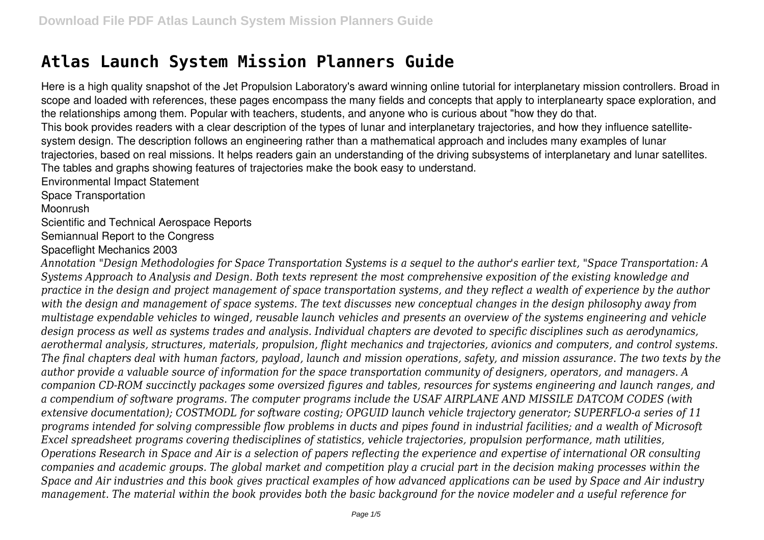# Atlas Launch System Mission Planners Guide

Here is a high quality snapshot of the Jet Propulsion Laboratory's award winning online tutorial for interplanetary mission controllers. Broad in scope and loaded with references, these pages encompass the many fields and concepts that apply to interplanearty space exploration, and the relationships among them. Popular with teachers, students, and anyone who is curious about "how they do that.

This book provides readers with a clear description of the types of lunar and interplanetary trajectories, and how they influence satellite-system design. The description follows an engineering rather than a mathematical approach and includes many examples of lunar trajectories, based on real missions. It helps readers gain an understanding of the driving subsystems of interplanetary and lunar satellites. The tables and graphs showing features of trajectories make the book easy to understand.

Environmental Impact Statement

Space Transportation

Moonrush

Scientific and Technical Aerospace Reports

Semiannual Report to the Congress

Spaceflight Mechanics 2003

*Annotation "Design Methodologies for Space Transportation Systems is a sequel to the author's earlier text, "Space Transportation: A Systems Approach to Analysis and Design. Both texts represent the most comprehensive exposition of the existing knowledge and practice in the design and project management of space transportation systems, and they reflect a wealth of experience by the author with the design and management of space systems. The text discusses new conceptual changes in the design philosophy away from multistage expendable vehicles to winged, reusable launch vehicles and presents an overview of the systems engineering and vehicle design process as well as systems trades and analysis. Individual chapters are devoted to specific disciplines such as aerodynamics, aerothermal analysis, structures, materials, propulsion, flight mechanics and trajectories, avionics and computers, and control systems. The final chapters deal with human factors, payload, launch and mission operations, safety, and mission assurance. The two texts by the author provide a valuable source of information for the space transportation community of designers, operators, and managers. A companion CD-ROM succinctly packages some oversized figures and tables, resources for systems engineering and launch ranges, and a compendium of software programs. The computer programs include the USAF AIRPLANE AND MISSILE DATCOM CODES (with extensive documentation); COSTMODL for software costing; OPGUID launch vehicle trajectory generator; SUPERFLO-a series of 11 programs intended for solving compressible flow problems in ducts and pipes found in industrial facilities; and a wealth of Microsoft Excel spreadsheet programs covering thedisciplines of statistics, vehicle trajectories, propulsion performance, math utilities,*

*Operations Research in Space and Air is a selection of papers reflecting the experience and expertise of international OR consulting companies and academic groups. The global market and competition play a crucial part in the decision making processes within the Space and Air industries and this book gives practical examples of how advanced applications can be used by Space and Air industry management. The material within the book provides both the basic background for the novice modeler and a useful reference for*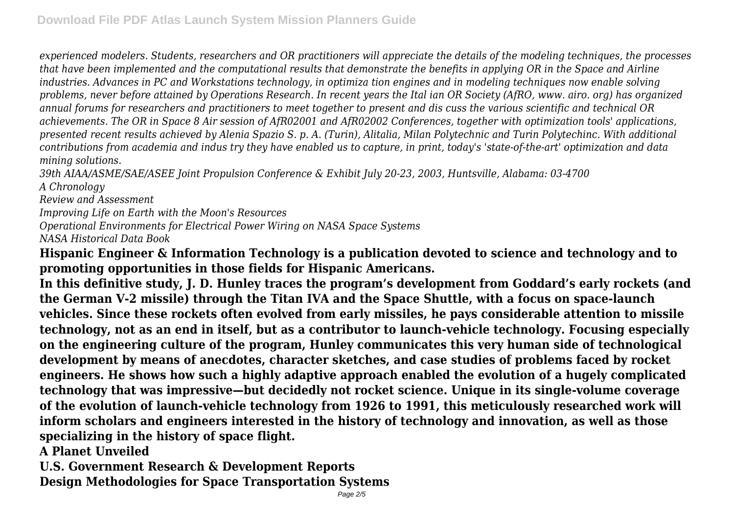*experienced modelers. Students, researchers and OR practitioners will appreciate the details of the modeling techniques, the processes that have been implemented and the computational results that demonstrate the benefits in applying OR in the Space and Airline industries. Advances in PC and Workstations technology, in optimiza tion engines and in modeling techniques now enable solving problems, never before attained by Operations Research. In recent years the Ital ian OR Society (AfRO, www. airo. org) has organized annual forums for researchers and practitioners to meet together to present and dis cuss the various scientific and technical OR achievements. The OR in Space 8 Air session of AfR02001 and AfR02002 Conferences, together with optimization tools' applications, presented recent results achieved by Alenia Spazio S. p. A. (Turin), Alitalia, Milan Polytechnic and Turin Polytechinc. With additional contributions from academia and indus try they have enabled us to capture, in print, today's 'state-of-the-art' optimization and data mining solutions.*

*39th AIAA/ASME/SAE/ASEE Joint Propulsion Conference & Exhibit July 20-23, 2003, Huntsville, Alabama: 03-4700*

*A Chronology*

*Review and Assessment*

*Improving Life on Earth with the Moon's Resources*

*Operational Environments for Electrical Power Wiring on NASA Space Systems*

*NASA Historical Data Book*

**Hispanic Engineer & Information Technology is a publication devoted to science and technology and to promoting opportunities in those fields for Hispanic Americans.**

**In this definitive study, J. D. Hunley traces the program's development from Goddard's early rockets (and the German V-2 missile) through the Titan IVA and the Space Shuttle, with a focus on space-launch vehicles. Since these rockets often evolved from early missiles, he pays considerable attention to missile technology, not as an end in itself, but as a contributor to launch-vehicle technology. Focusing especially on the engineering culture of the program, Hunley communicates this very human side of technological development by means of anecdotes, character sketches, and case studies of problems faced by rocket engineers. He shows how such a highly adaptive approach enabled the evolution of a hugely complicated technology that was impressive—but decidedly not rocket science. Unique in its single-volume coverage of the evolution of launch-vehicle technology from 1926 to 1991, this meticulously researched work will inform scholars and engineers interested in the history of technology and innovation, as well as those specializing in the history of space flight.**

**A Planet Unveiled**

**U.S. Government Research & Development Reports**

**Design Methodologies for Space Transportation Systems**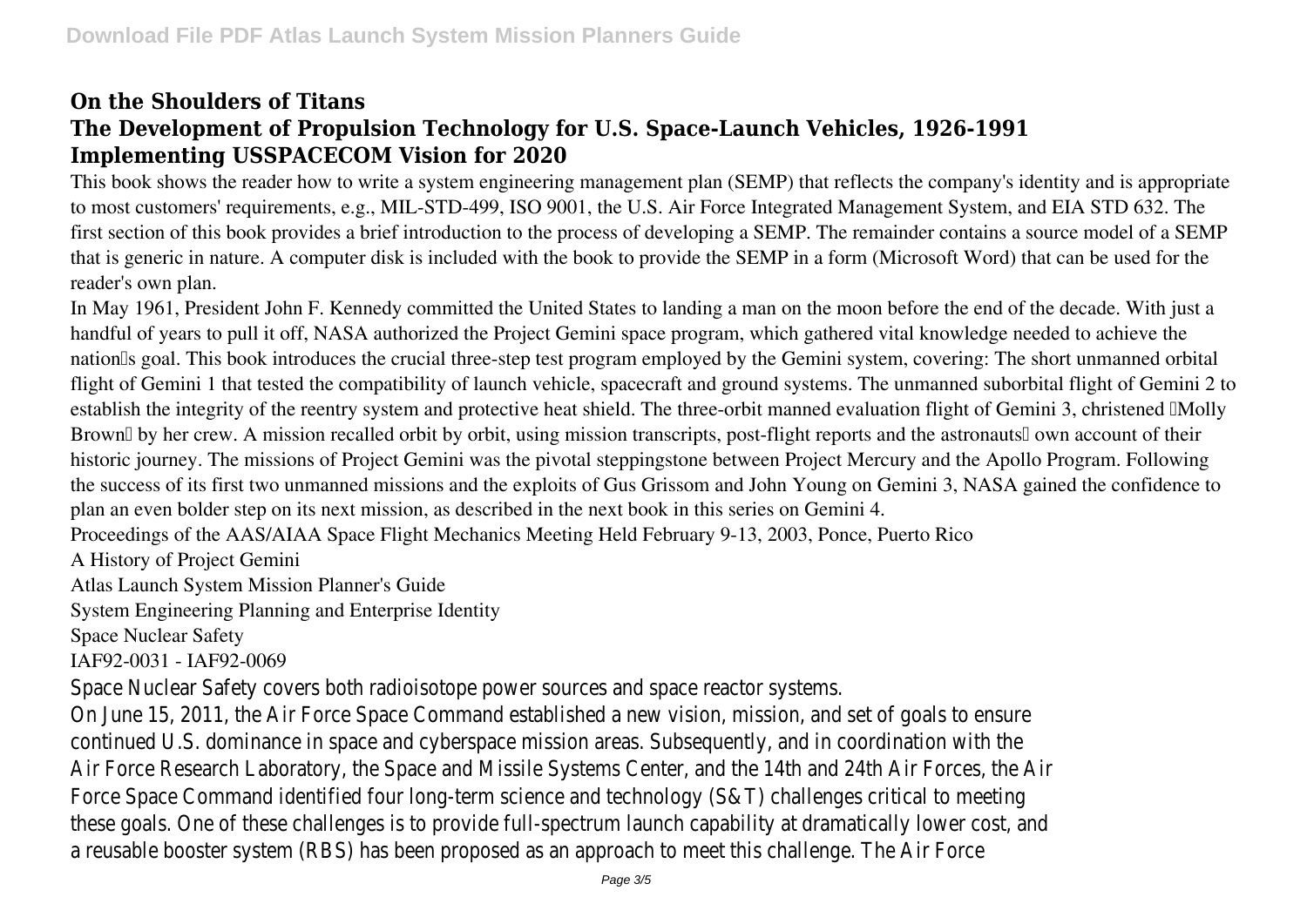# On the Shoulders of Titans
# The Development of Propulsion Technology for U.S. Space-Launch Vehicles, 1926-1991
# Implementing USSPACECOM Vision for 2020

This book shows the reader how to write a system engineering management plan (SEMP) that reflects the company's identity and is appropriate to most customers' requirements, e.g., MIL-STD-499, ISO 9001, the U.S. Air Force Integrated Management System, and EIA STD 632. The first section of this book provides a brief introduction to the process of developing a SEMP. The remainder contains a source model of a SEMP that is generic in nature. A computer disk is included with the book to provide the SEMP in a form (Microsoft Word) that can be used for the reader's own plan.

In May 1961, President John F. Kennedy committed the United States to landing a man on the moon before the end of the decade. With just a handful of years to pull it off, NASA authorized the Project Gemini space program, which gathered vital knowledge needed to achieve the nation's goal. This book introduces the crucial three-step test program employed by the Gemini system, covering: The short unmanned orbital flight of Gemini 1 that tested the compatibility of launch vehicle, spacecraft and ground systems. The unmanned suborbital flight of Gemini 2 to establish the integrity of the reentry system and protective heat shield. The three-orbit manned evaluation flight of Gemini 3, christened 'Molly Brown' by her crew. A mission recalled orbit by orbit, using mission transcripts, post-flight reports and the astronauts' own account of their historic journey. The missions of Project Gemini was the pivotal steppingstone between Project Mercury and the Apollo Program. Following the success of its first two unmanned missions and the exploits of Gus Grissom and John Young on Gemini 3, NASA gained the confidence to plan an even bolder step on its next mission, as described in the next book in this series on Gemini 4.

Proceedings of the AAS/AIAA Space Flight Mechanics Meeting Held February 9-13, 2003, Ponce, Puerto Rico

A History of Project Gemini

Atlas Launch System Mission Planner's Guide

System Engineering Planning and Enterprise Identity

Space Nuclear Safety

IAF92-0031 - IAF92-0069

Space Nuclear Safety covers both radioisotope power sources and space reactor systems.

On June 15, 2011, the Air Force Space Command established a new vision, mission, and set of goals to ensure continued U.S. dominance in space and cyberspace mission areas. Subsequently, and in coordination with the Air Force Research Laboratory, the Space and Missile Systems Center, and the 14th and 24th Air Forces, the Air Force Space Command identified four long-term science and technology (S&T) challenges critical to meeting these goals. One of these challenges is to provide full-spectrum launch capability at dramatically lower cost, and a reusable booster system (RBS) has been proposed as an approach to meet this challenge. The Air Force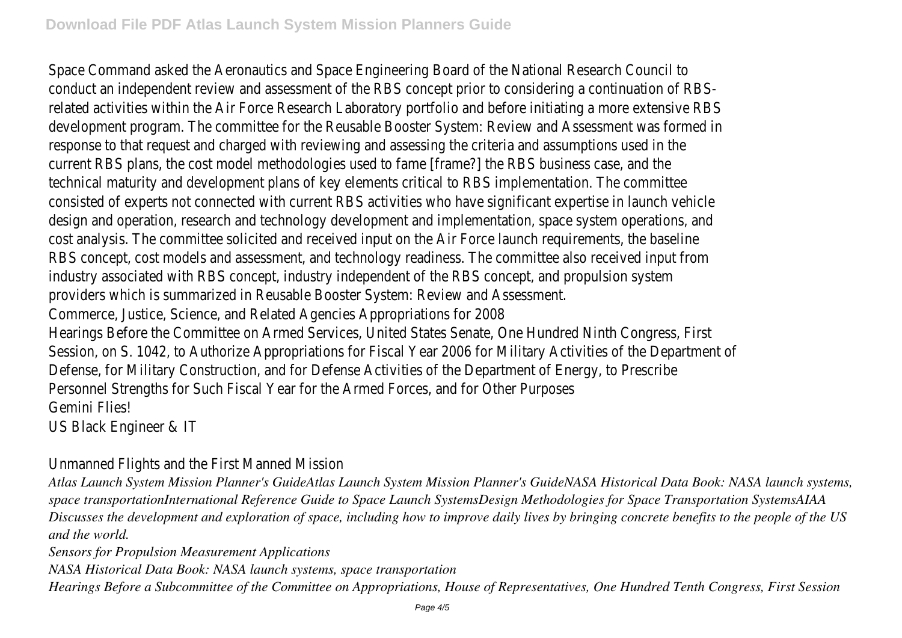Space Command asked the Aeronautics and Space Engineering Board of the National Research Council to conduct an independent review and assessment of the RBS concept prior to considering a continuation of RBS-related activities within the Air Force Research Laboratory portfolio and before initiating a more extensive RBS development program. The committee for the Reusable Booster System: Review and Assessment was formed in response to that request and charged with reviewing and assessing the criteria and assumptions used in the current RBS plans, the cost model methodologies used to fame [frame?] the RBS business case, and the technical maturity and development plans of key elements critical to RBS implementation. The committee consisted of experts not connected with current RBS activities who have significant expertise in launch vehicle design and operation, research and technology development and implementation, space system operations, and cost analysis. The committee solicited and received input on the Air Force launch requirements, the baseline RBS concept, cost models and assessment, and technology readiness. The committee also received input from industry associated with RBS concept, industry independent of the RBS concept, and propulsion system providers which is summarized in Reusable Booster System: Review and Assessment.

Commerce, Justice, Science, and Related Agencies Appropriations for 2008

Hearings Before the Committee on Armed Services, United States Senate, One Hundred Ninth Congress, First Session, on S. 1042, to Authorize Appropriations for Fiscal Year 2006 for Military Activities of the Department of Defense, for Military Construction, and for Defense Activities of the Department of Energy, to Prescribe Personnel Strengths for Such Fiscal Year for the Armed Forces, and for Other Purposes

Gemini Flies!

US Black Engineer & IT

Unmanned Flights and the First Manned Mission

*Atlas Launch System Mission Planner's GuideAtlas Launch System Mission Planner's GuideNASA Historical Data Book: NASA launch systems, space transportationInternational Reference Guide to Space Launch SystemsDesign Methodologies for Space Transportation SystemsAIAA*

*Discusses the development and exploration of space, including how to improve daily lives by bringing concrete benefits to the people of the US and the world.*

*Sensors for Propulsion Measurement Applications*

*NASA Historical Data Book: NASA launch systems, space transportation*

*Hearings Before a Subcommittee of the Committee on Appropriations, House of Representatives, One Hundred Tenth Congress, First Session*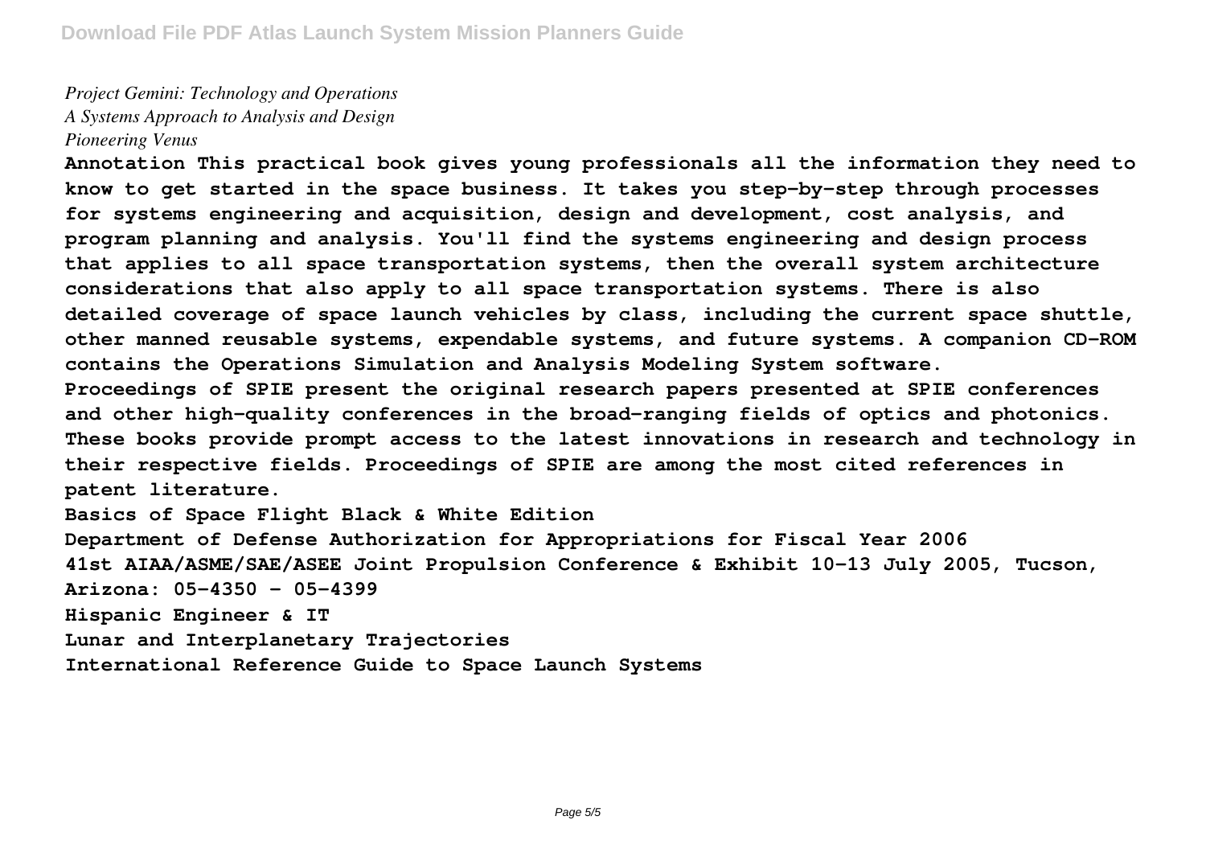*Project Gemini: Technology and Operations*
*A Systems Approach to Analysis and Design*
*Pioneering Venus*

**Annotation This practical book gives young professionals all the information they need to know to get started in the space business. It takes you step-by-step through processes for systems engineering and acquisition, design and development, cost analysis, and program planning and analysis. You'll find the systems engineering and design process that applies to all space transportation systems, then the overall system architecture considerations that also apply to all space transportation systems. There is also detailed coverage of space launch vehicles by class, including the current space shuttle, other manned reusable systems, expendable systems, and future systems. A companion CD-ROM contains the Operations Simulation and Analysis Modeling System software.**

**Proceedings of SPIE present the original research papers presented at SPIE conferences and other high-quality conferences in the broad-ranging fields of optics and photonics. These books provide prompt access to the latest innovations in research and technology in their respective fields. Proceedings of SPIE are among the most cited references in patent literature.**

**Basics of Space Flight Black & White Edition**

**Department of Defense Authorization for Appropriations for Fiscal Year 2006**

**41st AIAA/ASME/SAE/ASEE Joint Propulsion Conference & Exhibit 10-13 July 2005, Tucson, Arizona: 05-4350 - 05-4399**

**Hispanic Engineer & IT**

**Lunar and Interplanetary Trajectories**

**International Reference Guide to Space Launch Systems**